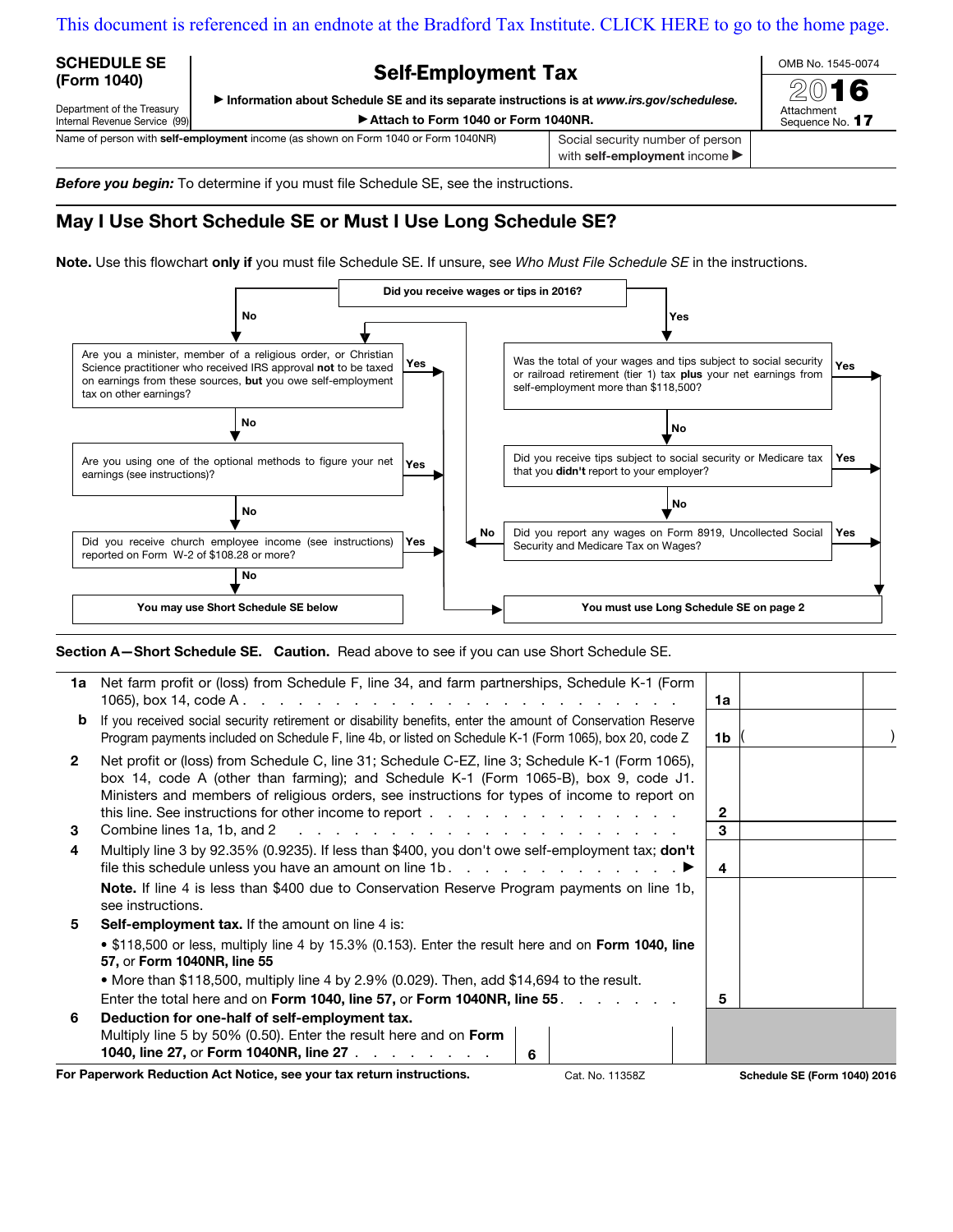This document is referenced in an endnote at the Bradford Tax Institute. CLICK HERE to go to the home page.

**SCHEDULE SE (Form 1040)**

Department of the Treasury Internal Revenue Service (99)

# Self-Employment Tax

▶ Information about Schedule SE and its separate instructions is at *www.irs.gov/schedulese*.

▶ Attach to Form 1040 or Form 1040NR.

OMB No. 1545-0074

2016

Attachment Sequence No. **17**

Name of person with **self-employment** income (as shown on Form 1040 or Form 1040NR) | Social security number of person with **self-employment** income ▶

***Before you begin:*** To determine if you must file Schedule SE, see the instructions.

## May I Use Short Schedule SE or Must I Use Long Schedule SE?

**Note.** Use this flowchart **only if** you must file Schedule SE. If unsure, see *Who Must File Schedule SE* in the instructions.

Did you receive wages or tips in 2016?

No

Are you a minister, member of a religious order, or Christian Science practitioner who received IRS approval **not** to be taxed on earnings from these sources, **but** you owe self-employment tax on other earnings?

Yes

No

Are you using one of the optional methods to figure your net earnings (see instructions)?

Yes

No

Did you receive church employee income (see instructions) reported on Form W-2 of $108.28 or more?

Yes

No

You may use Short Schedule SE below

Yes

Was the total of your wages and tips subject to social security or railroad retirement (tier 1) tax **plus** your net earnings from self-employment more than $118,500?

Yes

No

Did you receive tips subject to social security or Medicare tax that you **didn't** report to your employer?

Yes

No

Did you report any wages on Form 8919, Uncollected Social Security and Medicare Tax on Wages?

Yes

No

You must use Long Schedule SE on page 2

**Section A—Short Schedule SE. Caution.** Read above to see if you can use Short Schedule SE.

| | | | |
|---|---|---|---|
| **1a** | Net farm profit or (loss) from Schedule F, line 34, and farm partnerships, Schedule K-1 (Form 1065), box 14, code A | **1a** | |
| **b** | If you received social security retirement or disability benefits, enter the amount of Conservation Reserve Program payments included on Schedule F, line 4b, or listed on Schedule K-1 (Form 1065), box 20, code Z | **1b** | ( ) |
| **2** | Net profit or (loss) from Schedule C, line 31; Schedule C-EZ, line 3; Schedule K-1 (Form 1065), box 14, code A (other than farming); and Schedule K-1 (Form 1065-B), box 9, code J1. Ministers and members of religious orders, see instructions for types of income to report on this line. See instructions for other income to report | **2** | |
| **3** | Combine lines 1a, 1b, and 2 | **3** | |
| **4** | Multiply line 3 by 92.35% (0.9235). If less than $400, you don't owe self-employment tax; **don't** file this schedule unless you have an amount on line 1b ▶ | **4** | |
| | **Note.** If line 4 is less than $400 due to Conservation Reserve Program payments on line 1b, see instructions. | | |
| **5** | **Self-employment tax.** If the amount on line 4 is:<br>• $118,500 or less, multiply line 4 by 15.3% (0.153). Enter the result here and on **Form 1040, line 57,** or **Form 1040NR, line 55**<br>• More than $118,500, multiply line 4 by 2.9% (0.029). Then, add $14,694 to the result.<br>Enter the total here and on **Form 1040, line 57,** or **Form 1040NR, line 55** | **5** | |
| **6** | **Deduction for one-half of self-employment tax.**<br>Multiply line 5 by 50% (0.50). Enter the result here and on **Form 1040, line 27,** or **Form 1040NR, line 27** | **6** | |

**For Paperwork Reduction Act Notice, see your tax return instructions.** Cat. No. 11358Z **Schedule SE (Form 1040) 2016**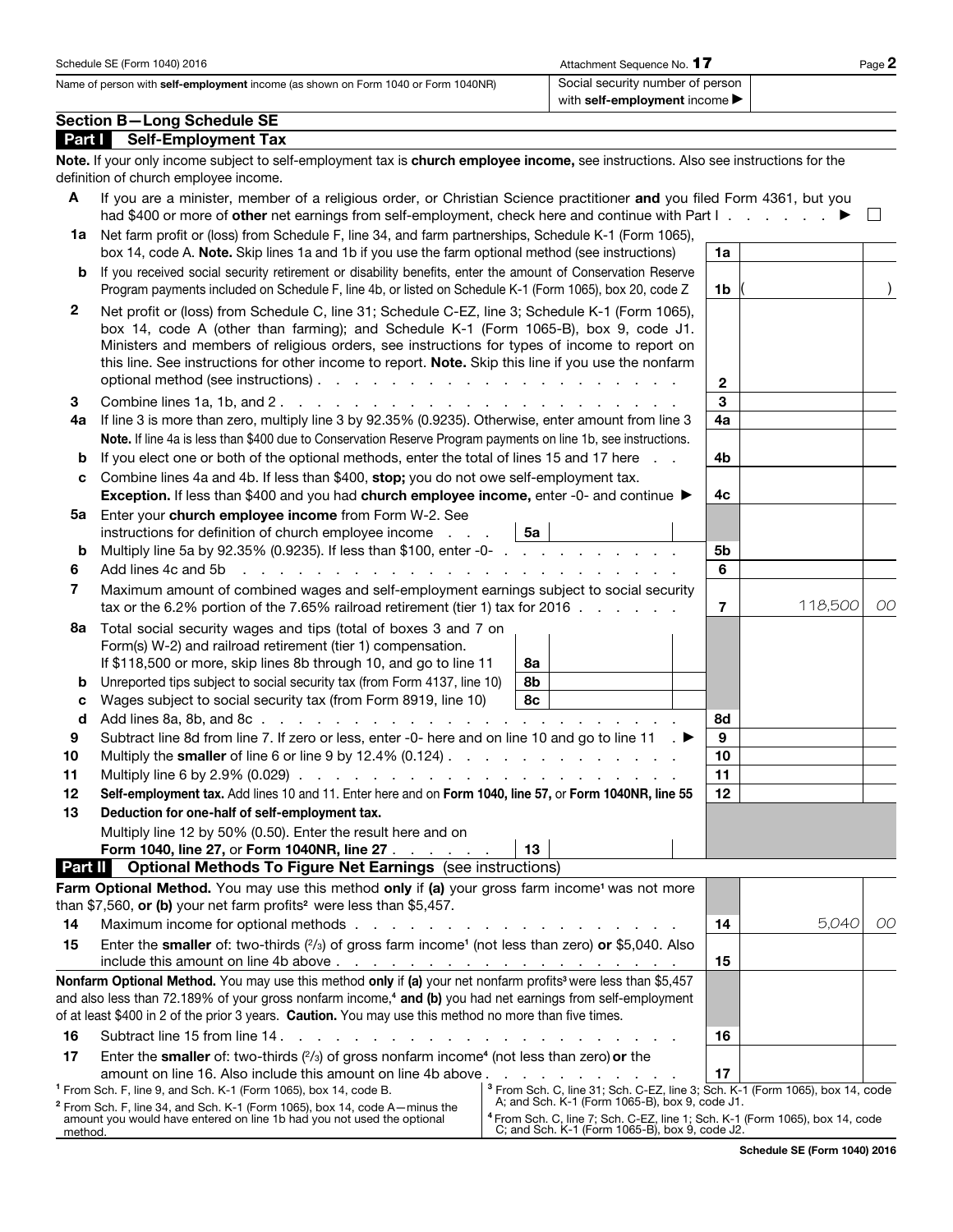Schedule SE (Form 1040) 2016 — Attachment Sequence No. **17** — Page **2**

| Name of person with **self-employment** income (as shown on Form 1040 or Form 1040NR) | Social security number of person with **self-employment** income ▶ |
|---|---|
| | |

## Section B—Long Schedule SE

### Part I Self-Employment Tax

**Note.** If your only income subject to self-employment tax is **church employee income,** see instructions. Also see instructions for the definition of church employee income.

**A** If you are a minister, member of a religious order, or Christian Science practitioner **and** you filed Form 4361, but you had $400 or more of **other** net earnings from self-employment, check here and continue with Part I . . . . . . . ▶ ☐

| | | | | |
|---|---|---|---|---|
| **1a** | Net farm profit or (loss) from Schedule F, line 34, and farm partnerships, Schedule K-1 (Form 1065), box 14, code A. **Note.** Skip lines 1a and 1b if you use the farm optional method (see instructions) | **1a** | | |
| **b** | If you received social security retirement or disability benefits, enter the amount of Conservation Reserve Program payments included on Schedule F, line 4b, or listed on Schedule K-1 (Form 1065), box 20, code Z | **1b** | ( ) | |
| **2** | Net profit or (loss) from Schedule C, line 31; Schedule C-EZ, line 3; Schedule K-1 (Form 1065), box 14, code A (other than farming); and Schedule K-1 (Form 1065-B), box 9, code J1. Ministers and members of religious orders, see instructions for types of income to report on this line. See instructions for other income to report. **Note.** Skip this line if you use the nonfarm optional method (see instructions) . . . | **2** | | |
| **3** | Combine lines 1a, 1b, and 2 . . . | **3** | | |
| **4a** | If line 3 is more than zero, multiply line 3 by 92.35% (0.9235). Otherwise, enter amount from line 3<br>**Note.** If line 4a is less than $400 due to Conservation Reserve Program payments on line 1b, see instructions. | **4a** | | |
| **b** | If you elect one or both of the optional methods, enter the total of lines 15 and 17 here . . | **4b** | | |
| **c** | Combine lines 4a and 4b. If less than $400, **stop;** you do not owe self-employment tax.<br>**Exception.** If less than $400 and you had **church employee income,** enter -0- and continue ▶ | **4c** | | |
| **5a** | Enter your **church employee income** from Form W-2. See instructions for definition of church employee income . . . **5a** | | | |
| **b** | Multiply line 5a by 92.35% (0.9235). If less than $100, enter -0- . . . | **5b** | | |
| **6** | Add lines 4c and 5b . . . | **6** | | |
| **7** | Maximum amount of combined wages and self-employment earnings subject to social security tax or the 6.2% portion of the 7.65% railroad retirement (tier 1) tax for 2016 . . . | **7** | 118,500 | 00 |
| **8a** | Total social security wages and tips (total of boxes 3 and 7 on Form(s) W-2) and railroad retirement (tier 1) compensation. If $118,500 or more, skip lines 8b through 10, and go to line 11 **8a** | | | |
| **b** | Unreported tips subject to social security tax (from Form 4137, line 10) **8b** | | | |
| **c** | Wages subject to social security tax (from Form 8919, line 10) **8c** | | | |
| **d** | Add lines 8a, 8b, and 8c . . . | **8d** | | |
| **9** | Subtract line 8d from line 7. If zero or less, enter -0- here and on line 10 and go to line 11 . ▶ | **9** | | |
| **10** | Multiply the **smaller** of line 6 or line 9 by 12.4% (0.124) . . . | **10** | | |
| **11** | Multiply line 6 by 2.9% (0.029) . . . | **11** | | |
| **12** | **Self-employment tax.** Add lines 10 and 11. Enter here and on **Form 1040, line 57,** or **Form 1040NR, line 55** | **12** | | |
| **13** | **Deduction for one-half of self-employment tax.**<br>Multiply line 12 by 50% (0.50). Enter the result here and on **Form 1040, line 27,** or **Form 1040NR, line 27** . . . **13** | | | |

### Part II Optional Methods To Figure Net Earnings (see instructions)

**Farm Optional Method.** You may use this method **only** if **(a)** your gross farm income[1] was not more than $7,560, **or (b)** your net farm profits[2] were less than $5,457.

| | | | | |
|---|---|---|---|---|
| **14** | Maximum income for optional methods . . . | **14** | 5,040 | 00 |
| **15** | Enter the **smaller** of: two-thirds (2/3) of gross farm income[1] (not less than zero) **or** $5,040. Also include this amount on line 4b above . . . | **15** | | |

**Nonfarm Optional Method.** You may use this method **only** if **(a)** your net nonfarm profits[3] were less than $5,457 and also less than 72.189% of your gross nonfarm income,[4] **and (b)** you had net earnings from self-employment of at least $400 in 2 of the prior 3 years. **Caution.** You may use this method no more than five times.

| | | | | |
|---|---|---|---|---|
| **16** | Subtract line 15 from line 14 . . . | **16** | | |
| **17** | Enter the **smaller** of: two-thirds (2/3) of gross nonfarm income[4] (not less than zero) **or** the amount on line 16. Also include this amount on line 4b above . . . | **17** | | |

[1] From Sch. F, line 9, and Sch. K-1 (Form 1065), box 14, code B.

[2] From Sch. F, line 34, and Sch. K-1 (Form 1065), box 14, code A—minus the amount you would have entered on line 1b had you not used the optional method.

[3] From Sch. C, line 31; Sch. C-EZ, line 3; Sch. K-1 (Form 1065), box 14, code A; and Sch. K-1 (Form 1065-B), box 9, code J1.

[4] From Sch. C, line 7; Sch. C-EZ, line 1; Sch. K-1 (Form 1065), box 14, code C; and Sch. K-1 (Form 1065-B), box 9, code J2.

Schedule SE (Form 1040) 2016